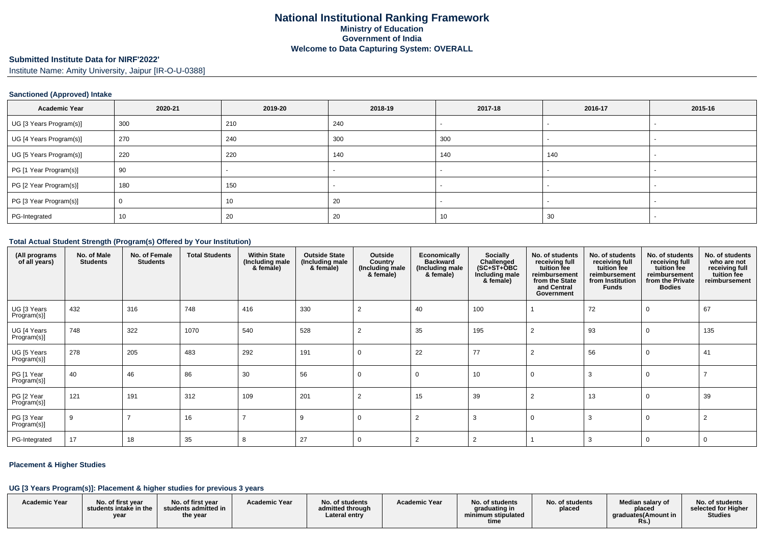# National Institutional Ranking Framework

**Ministry of Education**

**Government of India**

**Welcome to Data Capturing System: OVERALL**

## Submitted Institute Data for NIRF'2022'

Institute Name: Amity University, Jaipur [IR-O-U-0388]

### Sanctioned (Approved) Intake

| Academic Year | 2020-21 | 2019-20 | 2018-19 | 2017-18 | 2016-17 | 2015-16 |
|---|---|---|---|---|---|---|
| UG [3 Years Program(s)] | 300 | 210 | 240 | - | - | - |
| UG [4 Years Program(s)] | 270 | 240 | 300 | 300 | - | - |
| UG [5 Years Program(s)] | 220 | 220 | 140 | 140 | 140 | - |
| PG [1 Year Program(s)] | 90 | - | - | - | - | - |
| PG [2 Year Program(s)] | 180 | 150 | - | - | - | - |
| PG [3 Year Program(s)] | 0 | 10 | 20 | - | - | - |
| PG-Integrated | 10 | 20 | 20 | 10 | 30 | - |

### Total Actual Student Strength (Program(s) Offered by Your Institution)

| (All programs of all years) | No. of Male Students | No. of Female Students | Total Students | Within State (Including male & female) | Outside State (Including male & female) | Outside Country (Including male & female) | Economically Backward (Including male & female) | Socially Challenged (SC+ST+OBC Including male & female) | No. of students receiving full tuition fee reimbursement from the State and Central Government | No. of students receiving full tuition fee reimbursement from Institution Funds | No. of students receiving full tuition fee reimbursement from the Private Bodies | No. of students who are not receiving full tuition fee reimbursement |
|---|---|---|---|---|---|---|---|---|---|---|---|---|
| UG [3 Years Program(s)] | 432 | 316 | 748 | 416 | 330 | 2 | 40 | 100 | 1 | 72 | 0 | 67 |
| UG [4 Years Program(s)] | 748 | 322 | 1070 | 540 | 528 | 2 | 35 | 195 | 2 | 93 | 0 | 135 |
| UG [5 Years Program(s)] | 278 | 205 | 483 | 292 | 191 | 0 | 22 | 77 | 2 | 56 | 0 | 41 |
| PG [1 Year Program(s)] | 40 | 46 | 86 | 30 | 56 | 0 | 0 | 10 | 0 | 3 | 0 | 7 |
| PG [2 Year Program(s)] | 121 | 191 | 312 | 109 | 201 | 2 | 15 | 39 | 2 | 13 | 0 | 39 |
| PG [3 Year Program(s)] | 9 | 7 | 16 | 7 | 9 | 0 | 2 | 3 | 0 | 3 | 0 | 2 |
| PG-Integrated | 17 | 18 | 35 | 8 | 27 | 0 | 2 | 2 | 1 | 3 | 0 | 0 |

### Placement & Higher Studies

#### UG [3 Years Program(s)]: Placement & higher studies for previous 3 years

| Academic Year | No. of first year students intake in the year | No. of first year students admitted in the year | Academic Year | No. of students admitted through Lateral entry | Academic Year | No. of students graduating in minimum stipulated time | No. of students placed | Median salary of placed graduates(Amount in Rs.) | No. of students selected for Higher Studies |
|---|---|---|---|---|---|---|---|---|---|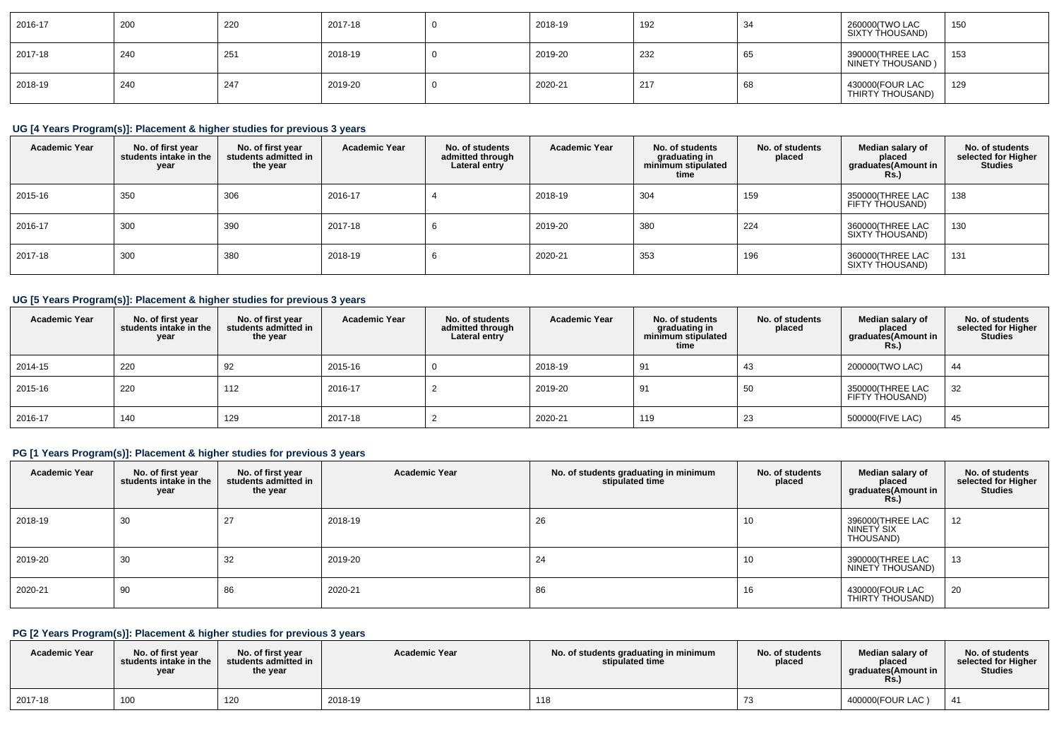| 2016-17 | 200 | 220 | 2017-18 | 0 | 2018-19 | 192 | 34 | 260000(TWO LAC SIXTY THOUSAND) | 150 |
|---|---|---|---|---|---|---|---|---|---|
| 2017-18 | 240 | 251 | 2018-19 | 0 | 2019-20 | 232 | 65 | 390000(THREE LAC NINETY THOUSAND ) | 153 |
| 2018-19 | 240 | 247 | 2019-20 | 0 | 2020-21 | 217 | 68 | 430000(FOUR LAC THIRTY THOUSAND) | 129 |

### UG [4 Years Program(s)]: Placement & higher studies for previous 3 years

| Academic Year | No. of first year students intake in the year | No. of first year students admitted in the year | Academic Year | No. of students admitted through Lateral entry | Academic Year | No. of students graduating in minimum stipulated time | No. of students placed | Median salary of placed graduates(Amount in Rs.) | No. of students selected for Higher Studies |
|---|---|---|---|---|---|---|---|---|---|
| 2015-16 | 350 | 306 | 2016-17 | 4 | 2018-19 | 304 | 159 | 350000(THREE LAC FIFTY THOUSAND) | 138 |
| 2016-17 | 300 | 390 | 2017-18 | 6 | 2019-20 | 380 | 224 | 360000(THREE LAC SIXTY THOUSAND) | 130 |
| 2017-18 | 300 | 380 | 2018-19 | 6 | 2020-21 | 353 | 196 | 360000(THREE LAC SIXTY THOUSAND) | 131 |

### UG [5 Years Program(s)]: Placement & higher studies for previous 3 years

| Academic Year | No. of first year students intake in the year | No. of first year students admitted in the year | Academic Year | No. of students admitted through Lateral entry | Academic Year | No. of students graduating in minimum stipulated time | No. of students placed | Median salary of placed graduates(Amount in Rs.) | No. of students selected for Higher Studies |
|---|---|---|---|---|---|---|---|---|---|
| 2014-15 | 220 | 92 | 2015-16 | 0 | 2018-19 | 91 | 43 | 200000(TWO LAC) | 44 |
| 2015-16 | 220 | 112 | 2016-17 | 2 | 2019-20 | 91 | 50 | 350000(THREE LAC FIFTY THOUSAND) | 32 |
| 2016-17 | 140 | 129 | 2017-18 | 2 | 2020-21 | 119 | 23 | 500000(FIVE LAC) | 45 |

### PG [1 Years Program(s)]: Placement & higher studies for previous 3 years

| Academic Year | No. of first year students intake in the year | No. of first year students admitted in the year | Academic Year | No. of students graduating in minimum stipulated time | No. of students placed | Median salary of placed graduates(Amount in Rs.) | No. of students selected for Higher Studies |
|---|---|---|---|---|---|---|---|
| 2018-19 | 30 | 27 | 2018-19 | 26 | 10 | 396000(THREE LAC NINETY SIX THOUSAND) | 12 |
| 2019-20 | 30 | 32 | 2019-20 | 24 | 10 | 390000(THREE LAC NINETY THOUSAND) | 13 |
| 2020-21 | 90 | 86 | 2020-21 | 86 | 16 | 430000(FOUR LAC THIRTY THOUSAND) | 20 |

### PG [2 Years Program(s)]: Placement & higher studies for previous 3 years

| Academic Year | No. of first year students intake in the year | No. of first year students admitted in the year | Academic Year | No. of students graduating in minimum stipulated time | No. of students placed | Median salary of placed graduates(Amount in Rs.) | No. of students selected for Higher Studies |
|---|---|---|---|---|---|---|---|
| 2017-18 | 100 | 120 | 2018-19 | 118 | 73 | 400000(FOUR LAC ) | 41 |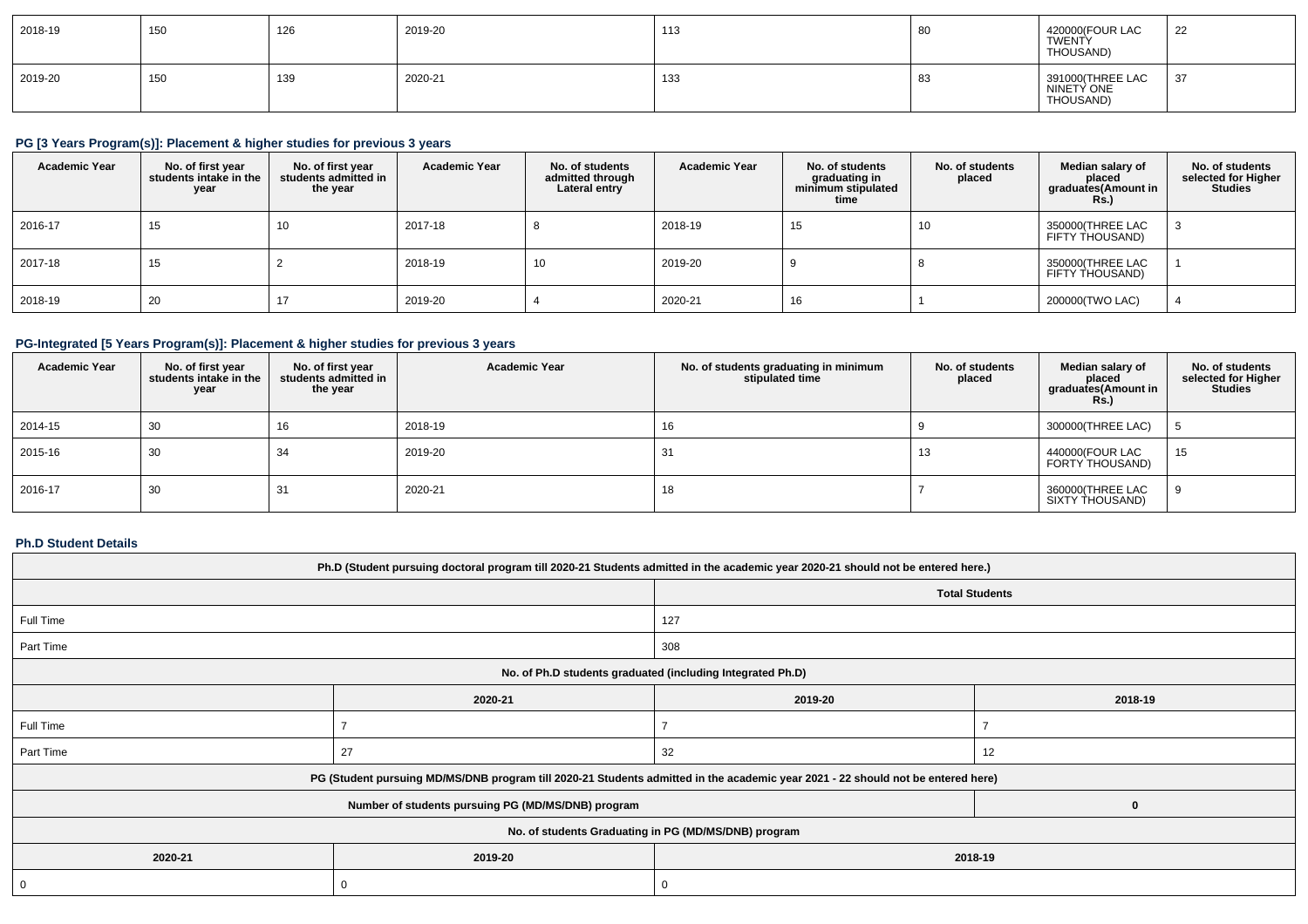| 2018-19 | 150 | 126 | 2019-20 | 113 | 80 | 420000(FOUR LAC TWENTY THOUSAND) | 22 |
|---|---|---|---|---|---|---|---|
| 2019-20 | 150 | 139 | 2020-21 | 133 | 83 | 391000(THREE LAC NINETY ONE THOUSAND) | 37 |

### PG [3 Years Program(s)]: Placement & higher studies for previous 3 years

| Academic Year | No. of first year students intake in the year | No. of first year students admitted in the year | Academic Year | No. of students admitted through Lateral entry | Academic Year | No. of students graduating in minimum stipulated time | No. of students placed | Median salary of placed graduates(Amount in Rs.) | No. of students selected for Higher Studies |
|---|---|---|---|---|---|---|---|---|---|
| 2016-17 | 15 | 10 | 2017-18 | 8 | 2018-19 | 15 | 10 | 350000(THREE LAC FIFTY THOUSAND) | 3 |
| 2017-18 | 15 | 2 | 2018-19 | 10 | 2019-20 | 9 | 8 | 350000(THREE LAC FIFTY THOUSAND) | 1 |
| 2018-19 | 20 | 17 | 2019-20 | 4 | 2020-21 | 16 | 1 | 200000(TWO LAC) | 4 |

### PG-Integrated [5 Years Program(s)]: Placement & higher studies for previous 3 years

| Academic Year | No. of first year students intake in the year | No. of first year students admitted in the year | Academic Year | No. of students graduating in minimum stipulated time | No. of students placed | Median salary of placed graduates(Amount in Rs.) | No. of students selected for Higher Studies |
|---|---|---|---|---|---|---|---|
| 2014-15 | 30 | 16 | 2018-19 | 16 | 9 | 300000(THREE LAC) | 5 |
| 2015-16 | 30 | 34 | 2019-20 | 31 | 13 | 440000(FOUR LAC FORTY THOUSAND) | 15 |
| 2016-17 | 30 | 31 | 2020-21 | 18 | 7 | 360000(THREE LAC SIXTY THOUSAND) | 9 |

### Ph.D Student Details

| Ph.D (Student pursuing doctoral program till 2020-21 Students admitted in the academic year 2020-21 should not be entered here.) | |
|---|---|
| | Total Students |
| Full Time | 127 |
| Part Time | 308 |

| No. of Ph.D students graduated (including Integrated Ph.D) | | | |
|---|---|---|---|
| | 2020-21 | 2019-20 | 2018-19 |
| Full Time | 7 | 7 | 7 |
| Part Time | 27 | 32 | 12 |

| PG (Student pursuing MD/MS/DNB program till 2020-21 Students admitted in the academic year 2021 - 22 should not be entered here) | |
|---|---|
| Number of students pursuing PG (MD/MS/DNB) program | 0 |

| No. of students Graduating in PG (MD/MS/DNB) program | | |
|---|---|---|
| 2020-21 | 2019-20 | 2018-19 |
| 0 | 0 | 0 |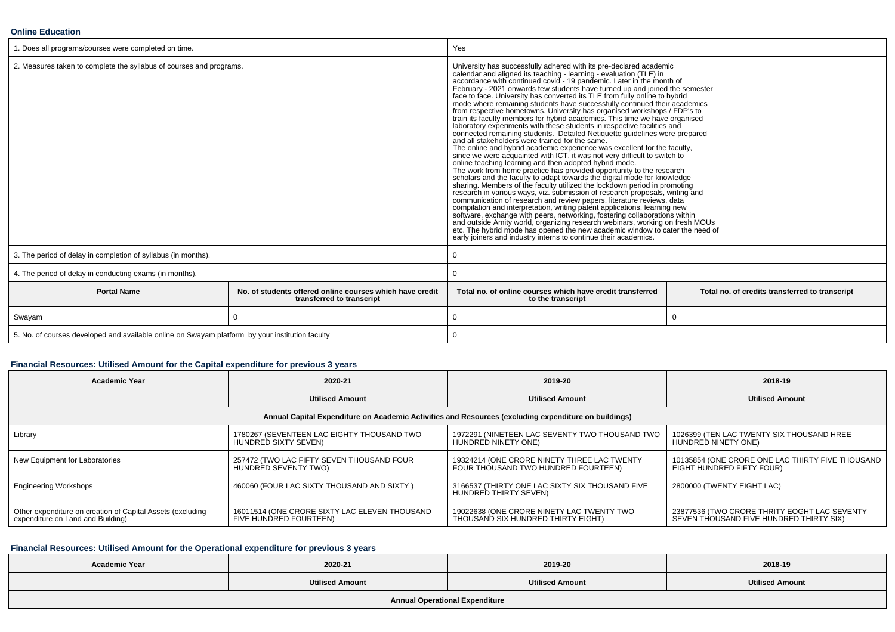**Online Education**

| 1. Does all programs/courses were completed on time. | | Yes | |
|---|---|---|---|
| 2. Measures taken to complete the syllabus of courses and programs. | | University has successfully adhered with its pre-declared academic calendar and aligned its teaching - learning - evaluation (TLE) in accordance with continued covid - 19 pandemic. Later in the month of February - 2021 onwards few students have turned up and joined the semester face to face. University has converted its TLE from fully online to hybrid mode where remaining students have successfully continued their academics from respective hometowns. University has organised workshops / FDP's to train its faculty members for hybrid academics. This time we have organised laboratory experiments with these students in respective facilities and connected remaining students. Detailed Netiquette guidelines were prepared and all stakeholders were trained for the same. The online and hybrid academic experience was excellent for the faculty, since we were acquainted with ICT, it was not very difficult to switch to online teaching learning and then adopted hybrid mode. The work from home practice has provided opportunity to the research scholars and the faculty to adapt towards the digital mode for knowledge sharing. Members of the faculty utilized the lockdown period in promoting research in various ways, viz. submission of research proposals, writing and communication of research and review papers, literature reviews, data compilation and interpretation, writing patent applications, learning new software, exchange with peers, networking, fostering collaborations within and outside Amity world, organizing research webinars, working on fresh MOUs etc. The hybrid mode has opened the new academic window to cater the need of early joiners and industry interns to continue their academics. | |
| 3. The period of delay in completion of syllabus (in months). | | 0 | |
| 4. The period of delay in conducting exams (in months). | | 0 | |
| **Portal Name** | **No. of students offered online courses which have credit transferred to transcript** | **Total no. of online courses which have credit transferred to the transcript** | **Total no. of credits transferred to transcript** |
| Swayam | 0 | 0 | 0 |
| 5. No. of courses developed and available online on Swayam platform by your institution faculty | | 0 | |

**Financial Resources: Utilised Amount for the Capital expenditure for previous 3 years**

| Academic Year | 2020-21 | 2019-20 | 2018-19 |
|---|---|---|---|
| | **Utilised Amount** | **Utilised Amount** | **Utilised Amount** |
| **Annual Capital Expenditure on Academic Activities and Resources (excluding expenditure on buildings)** | | | |
| Library | 1780267 (SEVENTEEN LAC EIGHTY THOUSAND TWO HUNDRED SIXTY SEVEN) | 1972291 (NINETEEN LAC SEVENTY TWO THOUSAND TWO HUNDRED NINETY ONE) | 1026399 (TEN LAC TWENTY SIX THOUSAND HREE HUNDRED NINETY ONE) |
| New Equipment for Laboratories | 257472 (TWO LAC FIFTY SEVEN THOUSAND FOUR HUNDRED SEVENTY TWO) | 19324214 (ONE CRORE NINETY THREE LAC TWENTY FOUR THOUSAND TWO HUNDRED FOURTEEN) | 10135854 (ONE CRORE ONE LAC THIRTY FIVE THOUSAND EIGHT HUNDRED FIFTY FOUR) |
| Engineering Workshops | 460060 (FOUR LAC SIXTY THOUSAND AND SIXTY ) | 3166537 (THIRTY ONE LAC SIXTY SIX THOUSAND FIVE HUNDRED THIRTY SEVEN) | 2800000 (TWENTY EIGHT LAC) |
| Other expenditure on creation of Capital Assets (excluding expenditure on Land and Building) | 16011514 (ONE CRORE SIXTY LAC ELEVEN THOUSAND FIVE HUNDRED FOURTEEN) | 19022638 (ONE CRORE NINETY LAC TWENTY TWO THOUSAND SIX HUNDRED THIRTY EIGHT) | 23877536 (TWO CRORE THRITY EOGHT LAC SEVENTY SEVEN THOUSAND FIVE HUNDRED THIRTY SIX) |

**Financial Resources: Utilised Amount for the Operational expenditure for previous 3 years**

| Academic Year | 2020-21 | 2019-20 | 2018-19 |
|---|---|---|---|
| | **Utilised Amount** | **Utilised Amount** | **Utilised Amount** |
| **Annual Operational Expenditure** | | | |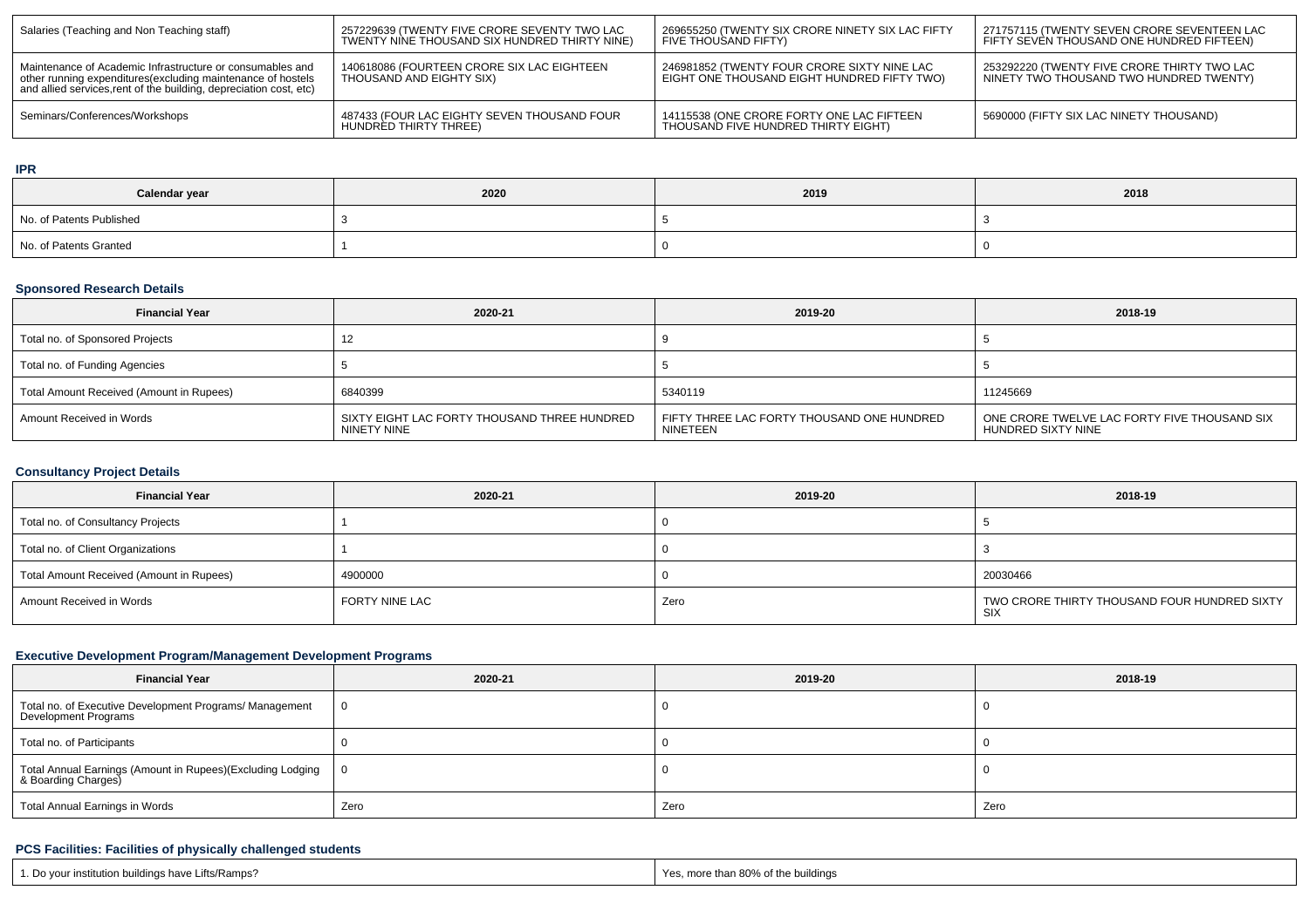| Salaries (Teaching and Non Teaching staff) | 257229639 (TWENTY FIVE CRORE SEVENTY TWO LAC TWENTY NINE THOUSAND SIX HUNDRED THIRTY NINE) | 269655250 (TWENTY SIX CRORE NINETY SIX LAC FIFTY FIVE THOUSAND FIFTY) | 271757115 (TWENTY SEVEN CRORE SEVENTEEN LAC FIFTY SEVEN THOUSAND ONE HUNDRED FIFTEEN) |
|---|---|---|---|
| Maintenance of Academic Infrastructure or consumables and other running expenditures(excluding maintenance of hostels and allied services,rent of the building, depreciation cost, etc) | 140618086 (FOURTEEN CRORE SIX LAC EIGHTEEN THOUSAND AND EIGHTY SIX) | 246981852 (TWENTY FOUR CRORE SIXTY NINE LAC EIGHT ONE THOUSAND EIGHT HUNDRED FIFTY TWO) | 253292220 (TWENTY FIVE CRORE THIRTY TWO LAC NINETY TWO THOUSAND TWO HUNDRED TWENTY) |
| Seminars/Conferences/Workshops | 487433 (FOUR LAC EIGHTY SEVEN THOUSAND FOUR HUNDRED THIRTY THREE) | 14115538 (ONE CRORE FORTY ONE LAC FIFTEEN THOUSAND FIVE HUNDRED THIRTY EIGHT) | 5690000 (FIFTY SIX LAC NINETY THOUSAND) |

### IPR

| Calendar year | 2020 | 2019 | 2018 |
|---|---|---|---|
| No. of Patents Published | 3 | 5 | 3 |
| No. of Patents Granted | 1 | 0 | 0 |

### Sponsored Research Details

| Financial Year | 2020-21 | 2019-20 | 2018-19 |
|---|---|---|---|
| Total no. of Sponsored Projects | 12 | 9 | 5 |
| Total no. of Funding Agencies | 5 | 5 | 5 |
| Total Amount Received (Amount in Rupees) | 6840399 | 5340119 | 11245669 |
| Amount Received in Words | SIXTY EIGHT LAC FORTY THOUSAND THREE HUNDRED NINETY NINE | FIFTY THREE LAC FORTY THOUSAND ONE HUNDRED NINETEEN | ONE CRORE TWELVE LAC FORTY FIVE THOUSAND SIX HUNDRED SIXTY NINE |

### Consultancy Project Details

| Financial Year | 2020-21 | 2019-20 | 2018-19 |
|---|---|---|---|
| Total no. of Consultancy Projects | 1 | 0 | 5 |
| Total no. of Client Organizations | 1 | 0 | 3 |
| Total Amount Received (Amount in Rupees) | 4900000 | 0 | 20030466 |
| Amount Received in Words | FORTY NINE LAC | Zero | TWO CRORE THIRTY THOUSAND FOUR HUNDRED SIXTY SIX |

### Executive Development Program/Management Development Programs

| Financial Year | 2020-21 | 2019-20 | 2018-19 |
|---|---|---|---|
| Total no. of Executive Development Programs/ Management Development Programs | 0 | 0 | 0 |
| Total no. of Participants | 0 | 0 | 0 |
| Total Annual Earnings (Amount in Rupees)(Excluding Lodging & Boarding Charges) | 0 | 0 | 0 |
| Total Annual Earnings in Words | Zero | Zero | Zero |

### PCS Facilities: Facilities of physically challenged students

| 1. Do your institution buildings have Lifts/Ramps? | Yes, more than 80% of the buildings |
|---|---|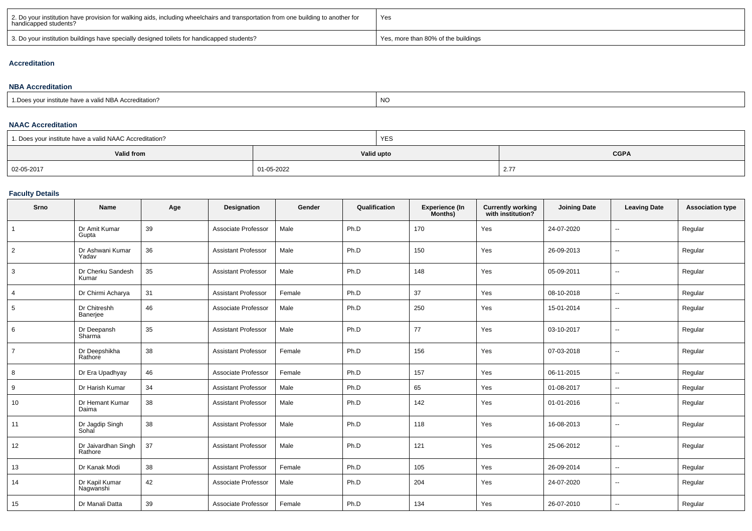| 2. Do your institution have provision for walking aids, including wheelchairs and transportation from one building to another for handicapped students? | Yes |
|---|---|
| 3. Do your institution buildings have specially designed toilets for handicapped students? | Yes, more than 80% of the buildings |

### Accreditation

#### NBA Accreditation

| 1.Does your institute have a valid NBA Accreditation? | NO |
|---|---|

#### NAAC Accreditation

| 1. Does your institute have a valid NAAC Accreditation? | YES | |
|---|---|---|
| **Valid from** | **Valid upto** | **CGPA** |
| 02-05-2017 | 01-05-2022 | 2.77 |

### Faculty Details

| Srno | Name | Age | Designation | Gender | Qualification | Experience (In Months) | Currently working with institution? | Joining Date | Leaving Date | Association type |
|---|---|---|---|---|---|---|---|---|---|---|
| 1 | Dr Amit Kumar Gupta | 39 | Associate Professor | Male | Ph.D | 170 | Yes | 24-07-2020 | -- | Regular |
| 2 | Dr Ashwani Kumar Yadav | 36 | Assistant Professor | Male | Ph.D | 150 | Yes | 26-09-2013 | -- | Regular |
| 3 | Dr Cherku Sandesh Kumar | 35 | Assistant Professor | Male | Ph.D | 148 | Yes | 05-09-2011 | -- | Regular |
| 4 | Dr Chirmi Acharya | 31 | Assistant Professor | Female | Ph.D | 37 | Yes | 08-10-2018 | -- | Regular |
| 5 | Dr Chitreshh Banerjee | 46 | Associate Professor | Male | Ph.D | 250 | Yes | 15-01-2014 | -- | Regular |
| 6 | Dr Deepansh Sharma | 35 | Assistant Professor | Male | Ph.D | 77 | Yes | 03-10-2017 | -- | Regular |
| 7 | Dr Deepshikha Rathore | 38 | Assistant Professor | Female | Ph.D | 156 | Yes | 07-03-2018 | -- | Regular |
| 8 | Dr Era Upadhyay | 46 | Associate Professor | Female | Ph.D | 157 | Yes | 06-11-2015 | -- | Regular |
| 9 | Dr Harish Kumar | 34 | Assistant Professor | Male | Ph.D | 65 | Yes | 01-08-2017 | -- | Regular |
| 10 | Dr Hemant Kumar Daima | 38 | Assistant Professor | Male | Ph.D | 142 | Yes | 01-01-2016 | -- | Regular |
| 11 | Dr Jagdip Singh Sohal | 38 | Assistant Professor | Male | Ph.D | 118 | Yes | 16-08-2013 | -- | Regular |
| 12 | Dr Jaivardhan Singh Rathore | 37 | Assistant Professor | Male | Ph.D | 121 | Yes | 25-06-2012 | -- | Regular |
| 13 | Dr Kanak Modi | 38 | Assistant Professor | Female | Ph.D | 105 | Yes | 26-09-2014 | -- | Regular |
| 14 | Dr Kapil Kumar Nagwanshi | 42 | Associate Professor | Male | Ph.D | 204 | Yes | 24-07-2020 | -- | Regular |
| 15 | Dr Manali Datta | 39 | Associate Professor | Female | Ph.D | 134 | Yes | 26-07-2010 | -- | Regular |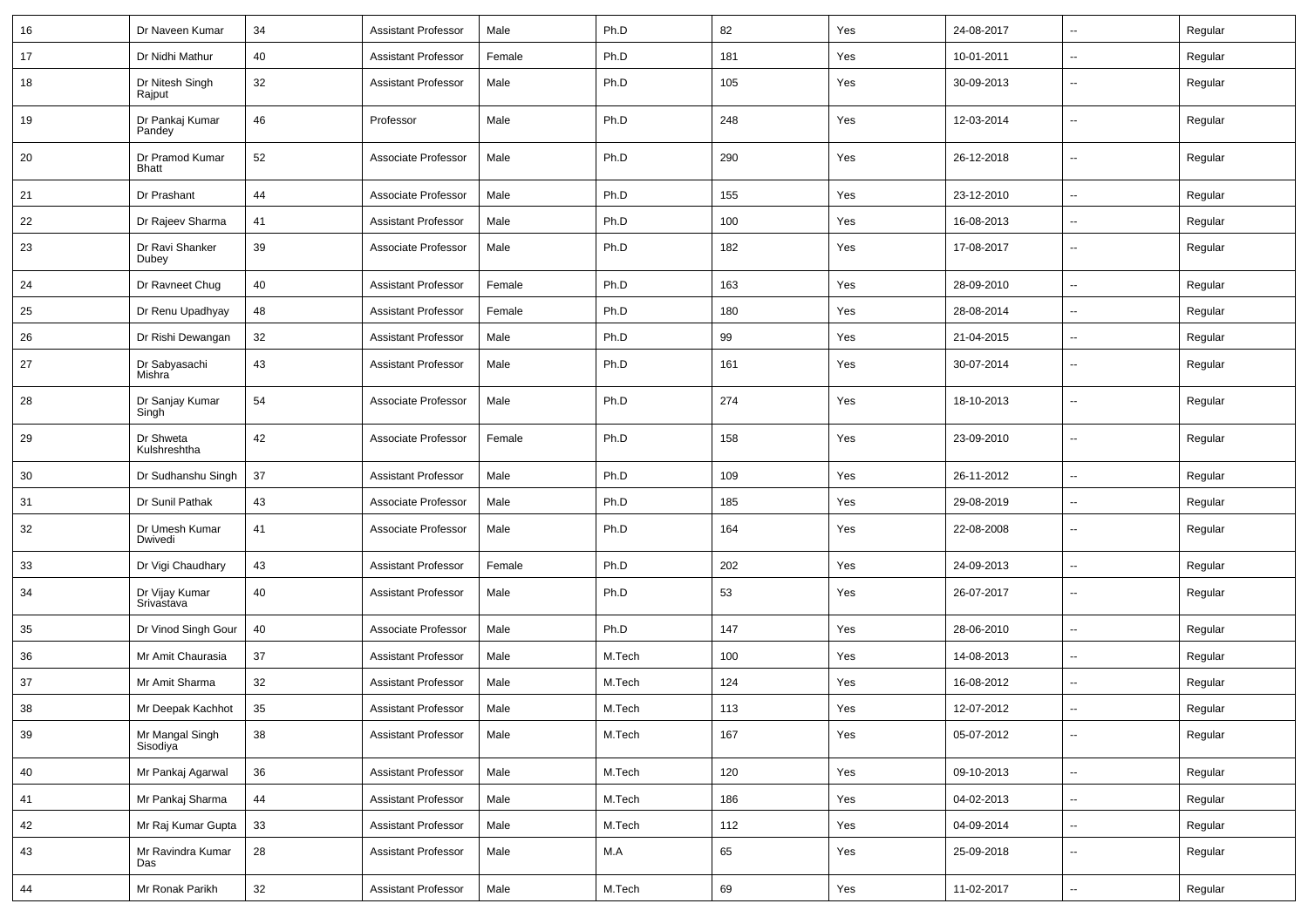| | | | | | | | | | | |
|---|---|---|---|---|---|---|---|---|---|---|
| 16 | Dr Naveen Kumar | 34 | Assistant Professor | Male | Ph.D | 82 | Yes | 24-08-2017 | -- | Regular |
| 17 | Dr Nidhi Mathur | 40 | Assistant Professor | Female | Ph.D | 181 | Yes | 10-01-2011 | -- | Regular |
| 18 | Dr Nitesh Singh Rajput | 32 | Assistant Professor | Male | Ph.D | 105 | Yes | 30-09-2013 | -- | Regular |
| 19 | Dr Pankaj Kumar Pandey | 46 | Professor | Male | Ph.D | 248 | Yes | 12-03-2014 | -- | Regular |
| 20 | Dr Pramod Kumar Bhatt | 52 | Associate Professor | Male | Ph.D | 290 | Yes | 26-12-2018 | -- | Regular |
| 21 | Dr Prashant | 44 | Associate Professor | Male | Ph.D | 155 | Yes | 23-12-2010 | -- | Regular |
| 22 | Dr Rajeev Sharma | 41 | Assistant Professor | Male | Ph.D | 100 | Yes | 16-08-2013 | -- | Regular |
| 23 | Dr Ravi Shanker Dubey | 39 | Associate Professor | Male | Ph.D | 182 | Yes | 17-08-2017 | -- | Regular |
| 24 | Dr Ravneet Chug | 40 | Assistant Professor | Female | Ph.D | 163 | Yes | 28-09-2010 | -- | Regular |
| 25 | Dr Renu Upadhyay | 48 | Assistant Professor | Female | Ph.D | 180 | Yes | 28-08-2014 | -- | Regular |
| 26 | Dr Rishi Dewangan | 32 | Assistant Professor | Male | Ph.D | 99 | Yes | 21-04-2015 | -- | Regular |
| 27 | Dr Sabyasachi Mishra | 43 | Assistant Professor | Male | Ph.D | 161 | Yes | 30-07-2014 | -- | Regular |
| 28 | Dr Sanjay Kumar Singh | 54 | Associate Professor | Male | Ph.D | 274 | Yes | 18-10-2013 | -- | Regular |
| 29 | Dr Shweta Kulshreshtha | 42 | Associate Professor | Female | Ph.D | 158 | Yes | 23-09-2010 | -- | Regular |
| 30 | Dr Sudhanshu Singh | 37 | Assistant Professor | Male | Ph.D | 109 | Yes | 26-11-2012 | -- | Regular |
| 31 | Dr Sunil Pathak | 43 | Associate Professor | Male | Ph.D | 185 | Yes | 29-08-2019 | -- | Regular |
| 32 | Dr Umesh Kumar Dwivedi | 41 | Associate Professor | Male | Ph.D | 164 | Yes | 22-08-2008 | -- | Regular |
| 33 | Dr Vigi Chaudhary | 43 | Assistant Professor | Female | Ph.D | 202 | Yes | 24-09-2013 | -- | Regular |
| 34 | Dr Vijay Kumar Srivastava | 40 | Assistant Professor | Male | Ph.D | 53 | Yes | 26-07-2017 | -- | Regular |
| 35 | Dr Vinod Singh Gour | 40 | Associate Professor | Male | Ph.D | 147 | Yes | 28-06-2010 | -- | Regular |
| 36 | Mr Amit Chaurasia | 37 | Assistant Professor | Male | M.Tech | 100 | Yes | 14-08-2013 | -- | Regular |
| 37 | Mr Amit Sharma | 32 | Assistant Professor | Male | M.Tech | 124 | Yes | 16-08-2012 | -- | Regular |
| 38 | Mr Deepak Kachhot | 35 | Assistant Professor | Male | M.Tech | 113 | Yes | 12-07-2012 | -- | Regular |
| 39 | Mr Mangal Singh Sisodiya | 38 | Assistant Professor | Male | M.Tech | 167 | Yes | 05-07-2012 | -- | Regular |
| 40 | Mr Pankaj Agarwal | 36 | Assistant Professor | Male | M.Tech | 120 | Yes | 09-10-2013 | -- | Regular |
| 41 | Mr Pankaj Sharma | 44 | Assistant Professor | Male | M.Tech | 186 | Yes | 04-02-2013 | -- | Regular |
| 42 | Mr Raj Kumar Gupta | 33 | Assistant Professor | Male | M.Tech | 112 | Yes | 04-09-2014 | -- | Regular |
| 43 | Mr Ravindra Kumar Das | 28 | Assistant Professor | Male | M.A | 65 | Yes | 25-09-2018 | -- | Regular |
| 44 | Mr Ronak Parikh | 32 | Assistant Professor | Male | M.Tech | 69 | Yes | 11-02-2017 | -- | Regular |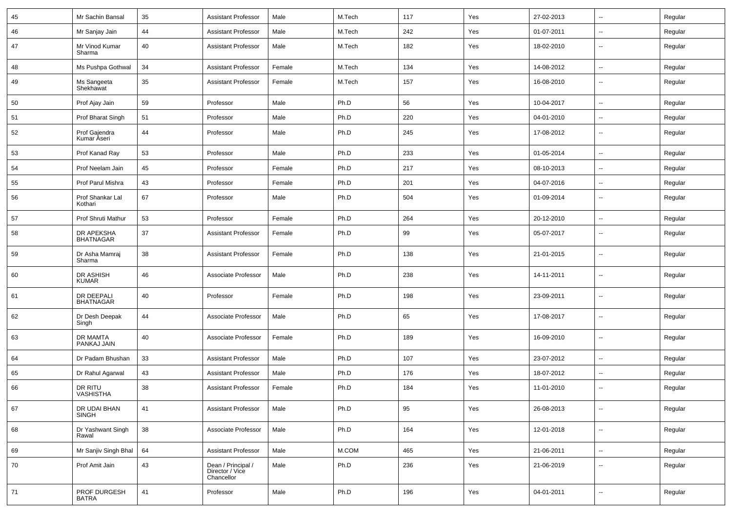| 45 | Mr Sachin Bansal | 35 | Assistant Professor | Male | M.Tech | 117 | Yes | 27-02-2013 | -- | Regular |
|---|---|---|---|---|---|---|---|---|---|---|
| 46 | Mr Sanjay Jain | 44 | Assistant Professor | Male | M.Tech | 242 | Yes | 01-07-2011 | -- | Regular |
| 47 | Mr Vinod Kumar Sharma | 40 | Assistant Professor | Male | M.Tech | 182 | Yes | 18-02-2010 | -- | Regular |
| 48 | Ms Pushpa Gothwal | 34 | Assistant Professor | Female | M.Tech | 134 | Yes | 14-08-2012 | -- | Regular |
| 49 | Ms Sangeeta Shekhawat | 35 | Assistant Professor | Female | M.Tech | 157 | Yes | 16-08-2010 | -- | Regular |
| 50 | Prof Ajay Jain | 59 | Professor | Male | Ph.D | 56 | Yes | 10-04-2017 | -- | Regular |
| 51 | Prof Bharat Singh | 51 | Professor | Male | Ph.D | 220 | Yes | 04-01-2010 | -- | Regular |
| 52 | Prof Gajendra Kumar Aseri | 44 | Professor | Male | Ph.D | 245 | Yes | 17-08-2012 | -- | Regular |
| 53 | Prof Kanad Ray | 53 | Professor | Male | Ph.D | 233 | Yes | 01-05-2014 | -- | Regular |
| 54 | Prof Neelam Jain | 45 | Professor | Female | Ph.D | 217 | Yes | 08-10-2013 | -- | Regular |
| 55 | Prof Parul Mishra | 43 | Professor | Female | Ph.D | 201 | Yes | 04-07-2016 | -- | Regular |
| 56 | Prof Shankar Lal Kothari | 67 | Professor | Male | Ph.D | 504 | Yes | 01-09-2014 | -- | Regular |
| 57 | Prof Shruti Mathur | 53 | Professor | Female | Ph.D | 264 | Yes | 20-12-2010 | -- | Regular |
| 58 | DR APEKSHA BHATNAGAR | 37 | Assistant Professor | Female | Ph.D | 99 | Yes | 05-07-2017 | -- | Regular |
| 59 | Dr Asha Mamraj Sharma | 38 | Assistant Professor | Female | Ph.D | 138 | Yes | 21-01-2015 | -- | Regular |
| 60 | DR ASHISH KUMAR | 46 | Associate Professor | Male | Ph.D | 238 | Yes | 14-11-2011 | -- | Regular |
| 61 | DR DEEPALI BHATNAGAR | 40 | Professor | Female | Ph.D | 198 | Yes | 23-09-2011 | -- | Regular |
| 62 | Dr Desh Deepak Singh | 44 | Associate Professor | Male | Ph.D | 65 | Yes | 17-08-2017 | -- | Regular |
| 63 | DR MAMTA PANKAJ JAIN | 40 | Associate Professor | Female | Ph.D | 189 | Yes | 16-09-2010 | -- | Regular |
| 64 | Dr Padam Bhushan | 33 | Assistant Professor | Male | Ph.D | 107 | Yes | 23-07-2012 | -- | Regular |
| 65 | Dr Rahul Agarwal | 43 | Assistant Professor | Male | Ph.D | 176 | Yes | 18-07-2012 | -- | Regular |
| 66 | DR RITU VASHISTHA | 38 | Assistant Professor | Female | Ph.D | 184 | Yes | 11-01-2010 | -- | Regular |
| 67 | DR UDAI BHAN SINGH | 41 | Assistant Professor | Male | Ph.D | 95 | Yes | 26-08-2013 | -- | Regular |
| 68 | Dr Yashwant Singh Rawal | 38 | Associate Professor | Male | Ph.D | 164 | Yes | 12-01-2018 | -- | Regular |
| 69 | Mr Sanjiv Singh Bhal | 64 | Assistant Professor | Male | M.COM | 465 | Yes | 21-06-2011 | -- | Regular |
| 70 | Prof Amit Jain | 43 | Dean / Principal / Director / Vice Chancellor | Male | Ph.D | 236 | Yes | 21-06-2019 | -- | Regular |
| 71 | PROF DURGESH BATRA | 41 | Professor | Male | Ph.D | 196 | Yes | 04-01-2011 | -- | Regular |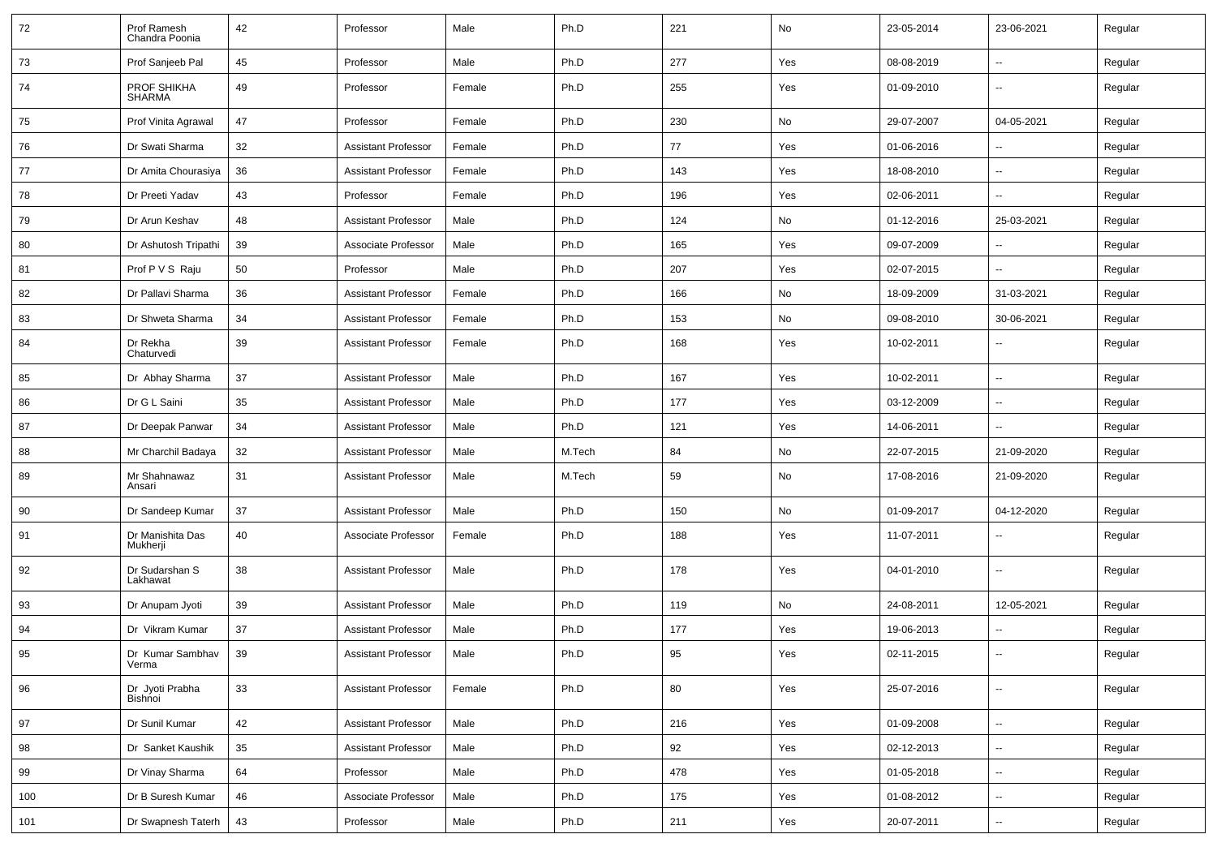| 72 | Prof Ramesh Chandra Poonia | 42 | Professor | Male | Ph.D | 221 | No | 23-05-2014 | 23-06-2021 | Regular |
|---|---|---|---|---|---|---|---|---|---|---|
| 73 | Prof Sanjeeb Pal | 45 | Professor | Male | Ph.D | 277 | Yes | 08-08-2019 | -- | Regular |
| 74 | PROF SHIKHA SHARMA | 49 | Professor | Female | Ph.D | 255 | Yes | 01-09-2010 | -- | Regular |
| 75 | Prof Vinita Agrawal | 47 | Professor | Female | Ph.D | 230 | No | 29-07-2007 | 04-05-2021 | Regular |
| 76 | Dr Swati Sharma | 32 | Assistant Professor | Female | Ph.D | 77 | Yes | 01-06-2016 | -- | Regular |
| 77 | Dr Amita Chourasiya | 36 | Assistant Professor | Female | Ph.D | 143 | Yes | 18-08-2010 | -- | Regular |
| 78 | Dr Preeti Yadav | 43 | Professor | Female | Ph.D | 196 | Yes | 02-06-2011 | -- | Regular |
| 79 | Dr Arun Keshav | 48 | Assistant Professor | Male | Ph.D | 124 | No | 01-12-2016 | 25-03-2021 | Regular |
| 80 | Dr Ashutosh Tripathi | 39 | Associate Professor | Male | Ph.D | 165 | Yes | 09-07-2009 | -- | Regular |
| 81 | Prof P V S Raju | 50 | Professor | Male | Ph.D | 207 | Yes | 02-07-2015 | -- | Regular |
| 82 | Dr Pallavi Sharma | 36 | Assistant Professor | Female | Ph.D | 166 | No | 18-09-2009 | 31-03-2021 | Regular |
| 83 | Dr Shweta Sharma | 34 | Assistant Professor | Female | Ph.D | 153 | No | 09-08-2010 | 30-06-2021 | Regular |
| 84 | Dr Rekha Chaturvedi | 39 | Assistant Professor | Female | Ph.D | 168 | Yes | 10-02-2011 | -- | Regular |
| 85 | Dr Abhay Sharma | 37 | Assistant Professor | Male | Ph.D | 167 | Yes | 10-02-2011 | -- | Regular |
| 86 | Dr G L Saini | 35 | Assistant Professor | Male | Ph.D | 177 | Yes | 03-12-2009 | -- | Regular |
| 87 | Dr Deepak Panwar | 34 | Assistant Professor | Male | Ph.D | 121 | Yes | 14-06-2011 | -- | Regular |
| 88 | Mr Charchil Badaya | 32 | Assistant Professor | Male | M.Tech | 84 | No | 22-07-2015 | 21-09-2020 | Regular |
| 89 | Mr Shahnawaz Ansari | 31 | Assistant Professor | Male | M.Tech | 59 | No | 17-08-2016 | 21-09-2020 | Regular |
| 90 | Dr Sandeep Kumar | 37 | Assistant Professor | Male | Ph.D | 150 | No | 01-09-2017 | 04-12-2020 | Regular |
| 91 | Dr Manishita Das Mukherji | 40 | Associate Professor | Female | Ph.D | 188 | Yes | 11-07-2011 | -- | Regular |
| 92 | Dr Sudarshan S Lakhawat | 38 | Assistant Professor | Male | Ph.D | 178 | Yes | 04-01-2010 | -- | Regular |
| 93 | Dr Anupam Jyoti | 39 | Assistant Professor | Male | Ph.D | 119 | No | 24-08-2011 | 12-05-2021 | Regular |
| 94 | Dr Vikram Kumar | 37 | Assistant Professor | Male | Ph.D | 177 | Yes | 19-06-2013 | -- | Regular |
| 95 | Dr Kumar Sambhav Verma | 39 | Assistant Professor | Male | Ph.D | 95 | Yes | 02-11-2015 | -- | Regular |
| 96 | Dr Jyoti Prabha Bishnoi | 33 | Assistant Professor | Female | Ph.D | 80 | Yes | 25-07-2016 | -- | Regular |
| 97 | Dr Sunil Kumar | 42 | Assistant Professor | Male | Ph.D | 216 | Yes | 01-09-2008 | -- | Regular |
| 98 | Dr Sanket Kaushik | 35 | Assistant Professor | Male | Ph.D | 92 | Yes | 02-12-2013 | -- | Regular |
| 99 | Dr Vinay Sharma | 64 | Professor | Male | Ph.D | 478 | Yes | 01-05-2018 | -- | Regular |
| 100 | Dr B Suresh Kumar | 46 | Associate Professor | Male | Ph.D | 175 | Yes | 01-08-2012 | -- | Regular |
| 101 | Dr Swapnesh Taterh | 43 | Professor | Male | Ph.D | 211 | Yes | 20-07-2011 | -- | Regular |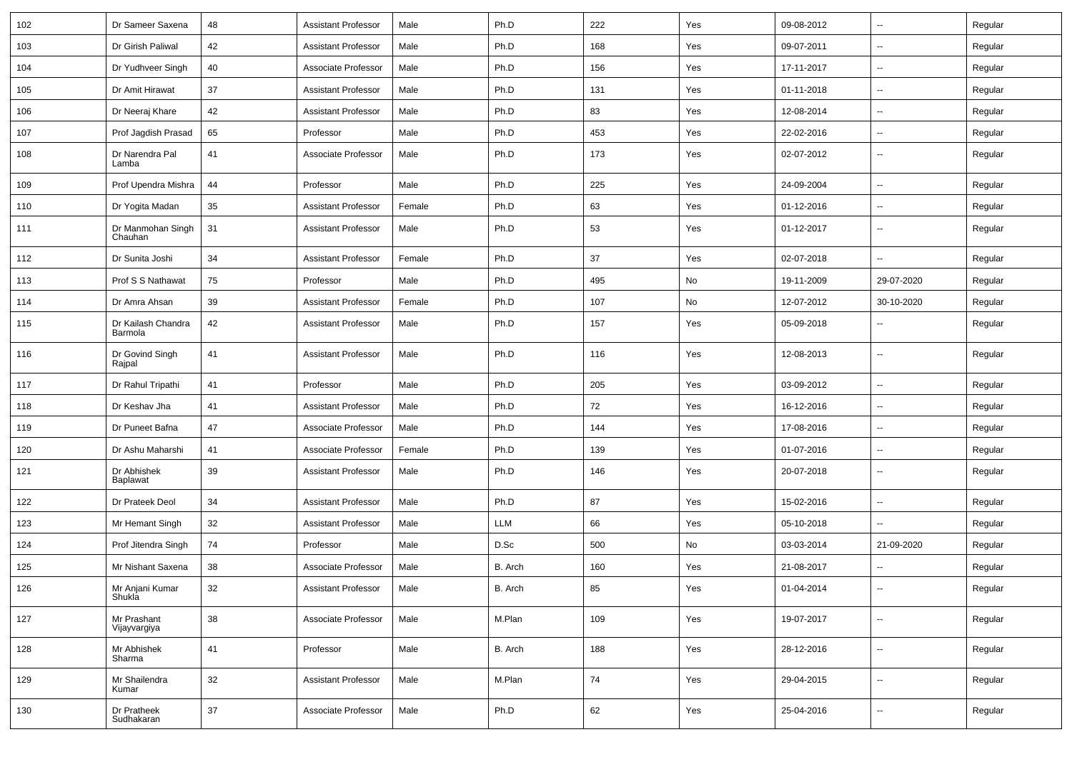| 102 | Dr Sameer Saxena | 48 | Assistant Professor | Male | Ph.D | 222 | Yes | 09-08-2012 | -- | Regular |
|---|---|---|---|---|---|---|---|---|---|---|
| 103 | Dr Girish Paliwal | 42 | Assistant Professor | Male | Ph.D | 168 | Yes | 09-07-2011 | -- | Regular |
| 104 | Dr Yudhveer Singh | 40 | Associate Professor | Male | Ph.D | 156 | Yes | 17-11-2017 | -- | Regular |
| 105 | Dr Amit Hirawat | 37 | Assistant Professor | Male | Ph.D | 131 | Yes | 01-11-2018 | -- | Regular |
| 106 | Dr Neeraj Khare | 42 | Assistant Professor | Male | Ph.D | 83 | Yes | 12-08-2014 | -- | Regular |
| 107 | Prof Jagdish Prasad | 65 | Professor | Male | Ph.D | 453 | Yes | 22-02-2016 | -- | Regular |
| 108 | Dr Narendra Pal Lamba | 41 | Associate Professor | Male | Ph.D | 173 | Yes | 02-07-2012 | -- | Regular |
| 109 | Prof Upendra Mishra | 44 | Professor | Male | Ph.D | 225 | Yes | 24-09-2004 | -- | Regular |
| 110 | Dr Yogita Madan | 35 | Assistant Professor | Female | Ph.D | 63 | Yes | 01-12-2016 | -- | Regular |
| 111 | Dr Manmohan Singh Chauhan | 31 | Assistant Professor | Male | Ph.D | 53 | Yes | 01-12-2017 | -- | Regular |
| 112 | Dr Sunita Joshi | 34 | Assistant Professor | Female | Ph.D | 37 | Yes | 02-07-2018 | -- | Regular |
| 113 | Prof S S Nathawat | 75 | Professor | Male | Ph.D | 495 | No | 19-11-2009 | 29-07-2020 | Regular |
| 114 | Dr Amra Ahsan | 39 | Assistant Professor | Female | Ph.D | 107 | No | 12-07-2012 | 30-10-2020 | Regular |
| 115 | Dr Kailash Chandra Barmola | 42 | Assistant Professor | Male | Ph.D | 157 | Yes | 05-09-2018 | -- | Regular |
| 116 | Dr Govind Singh Rajpal | 41 | Assistant Professor | Male | Ph.D | 116 | Yes | 12-08-2013 | -- | Regular |
| 117 | Dr Rahul Tripathi | 41 | Professor | Male | Ph.D | 205 | Yes | 03-09-2012 | -- | Regular |
| 118 | Dr Keshav Jha | 41 | Assistant Professor | Male | Ph.D | 72 | Yes | 16-12-2016 | -- | Regular |
| 119 | Dr Puneet Bafna | 47 | Associate Professor | Male | Ph.D | 144 | Yes | 17-08-2016 | -- | Regular |
| 120 | Dr Ashu Maharshi | 41 | Associate Professor | Female | Ph.D | 139 | Yes | 01-07-2016 | -- | Regular |
| 121 | Dr Abhishek Baplawat | 39 | Assistant Professor | Male | Ph.D | 146 | Yes | 20-07-2018 | -- | Regular |
| 122 | Dr Prateek Deol | 34 | Assistant Professor | Male | Ph.D | 87 | Yes | 15-02-2016 | -- | Regular |
| 123 | Mr Hemant Singh | 32 | Assistant Professor | Male | LLM | 66 | Yes | 05-10-2018 | -- | Regular |
| 124 | Prof Jitendra Singh | 74 | Professor | Male | D.Sc | 500 | No | 03-03-2014 | 21-09-2020 | Regular |
| 125 | Mr Nishant Saxena | 38 | Associate Professor | Male | B. Arch | 160 | Yes | 21-08-2017 | -- | Regular |
| 126 | Mr Anjani Kumar Shukla | 32 | Assistant Professor | Male | B. Arch | 85 | Yes | 01-04-2014 | -- | Regular |
| 127 | Mr Prashant Vijayvargiya | 38 | Associate Professor | Male | M.Plan | 109 | Yes | 19-07-2017 | -- | Regular |
| 128 | Mr Abhishek Sharma | 41 | Professor | Male | B. Arch | 188 | Yes | 28-12-2016 | -- | Regular |
| 129 | Mr Shailendra Kumar | 32 | Assistant Professor | Male | M.Plan | 74 | Yes | 29-04-2015 | -- | Regular |
| 130 | Dr Pratheek Sudhakaran | 37 | Associate Professor | Male | Ph.D | 62 | Yes | 25-04-2016 | -- | Regular |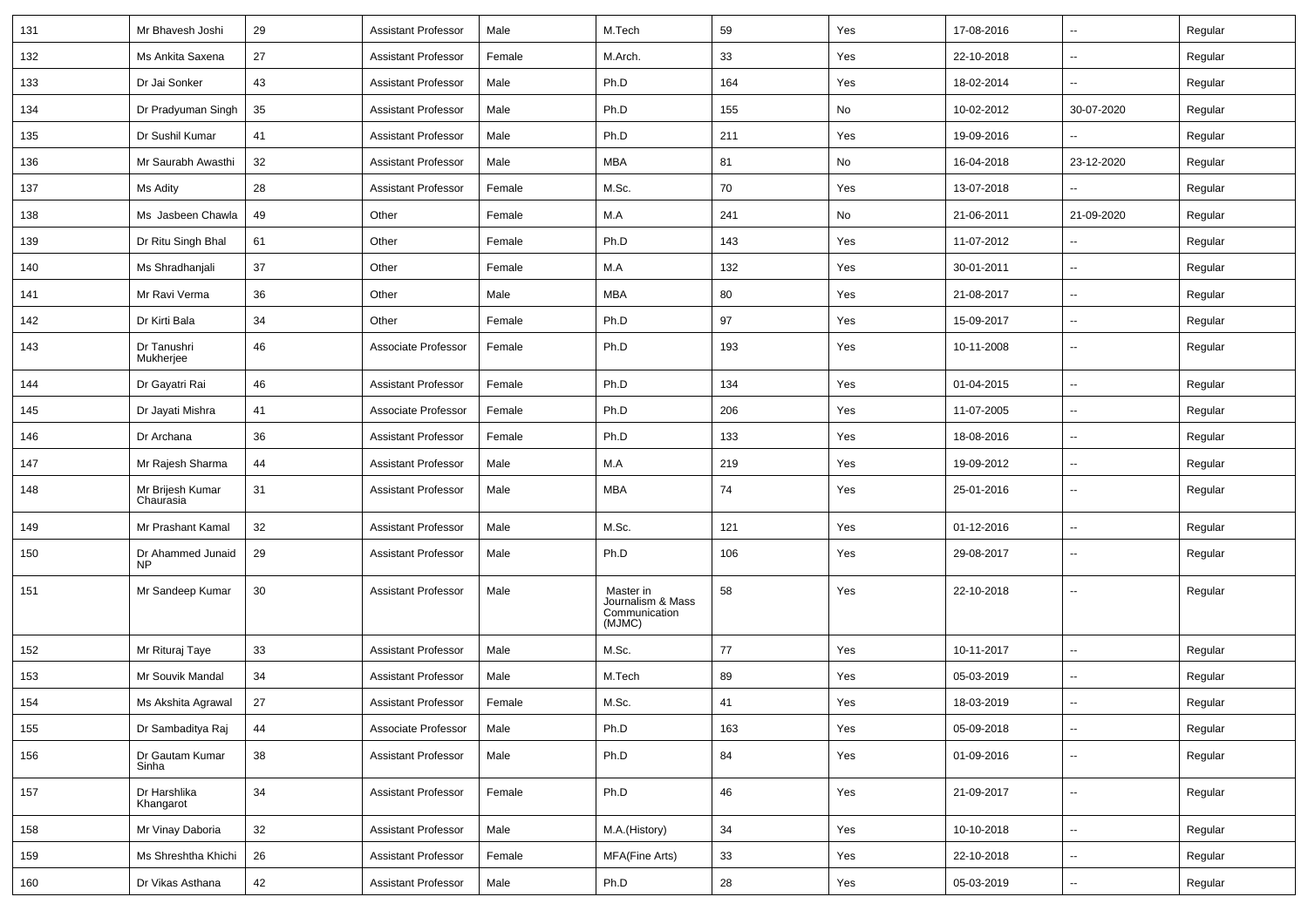| | | | | | | | | | | |
|---|---|---|---|---|---|---|---|---|---|---|
| 131 | Mr Bhavesh Joshi | 29 | Assistant Professor | Male | M.Tech | 59 | Yes | 17-08-2016 | -- | Regular |
| 132 | Ms Ankita Saxena | 27 | Assistant Professor | Female | M.Arch. | 33 | Yes | 22-10-2018 | -- | Regular |
| 133 | Dr Jai Sonker | 43 | Assistant Professor | Male | Ph.D | 164 | Yes | 18-02-2014 | -- | Regular |
| 134 | Dr Pradyuman Singh | 35 | Assistant Professor | Male | Ph.D | 155 | No | 10-02-2012 | 30-07-2020 | Regular |
| 135 | Dr Sushil Kumar | 41 | Assistant Professor | Male | Ph.D | 211 | Yes | 19-09-2016 | -- | Regular |
| 136 | Mr Saurabh Awasthi | 32 | Assistant Professor | Male | MBA | 81 | No | 16-04-2018 | 23-12-2020 | Regular |
| 137 | Ms Adity | 28 | Assistant Professor | Female | M.Sc. | 70 | Yes | 13-07-2018 | -- | Regular |
| 138 | Ms Jasbeen Chawla | 49 | Other | Female | M.A | 241 | No | 21-06-2011 | 21-09-2020 | Regular |
| 139 | Dr Ritu Singh Bhal | 61 | Other | Female | Ph.D | 143 | Yes | 11-07-2012 | -- | Regular |
| 140 | Ms Shradhanjali | 37 | Other | Female | M.A | 132 | Yes | 30-01-2011 | -- | Regular |
| 141 | Mr Ravi Verma | 36 | Other | Male | MBA | 80 | Yes | 21-08-2017 | -- | Regular |
| 142 | Dr Kirti Bala | 34 | Other | Female | Ph.D | 97 | Yes | 15-09-2017 | -- | Regular |
| 143 | Dr Tanushri Mukherjee | 46 | Associate Professor | Female | Ph.D | 193 | Yes | 10-11-2008 | -- | Regular |
| 144 | Dr Gayatri Rai | 46 | Assistant Professor | Female | Ph.D | 134 | Yes | 01-04-2015 | -- | Regular |
| 145 | Dr Jayati Mishra | 41 | Associate Professor | Female | Ph.D | 206 | Yes | 11-07-2005 | -- | Regular |
| 146 | Dr Archana | 36 | Assistant Professor | Female | Ph.D | 133 | Yes | 18-08-2016 | -- | Regular |
| 147 | Mr Rajesh Sharma | 44 | Assistant Professor | Male | M.A | 219 | Yes | 19-09-2012 | -- | Regular |
| 148 | Mr Brijesh Kumar Chaurasia | 31 | Assistant Professor | Male | MBA | 74 | Yes | 25-01-2016 | -- | Regular |
| 149 | Mr Prashant Kamal | 32 | Assistant Professor | Male | M.Sc. | 121 | Yes | 01-12-2016 | -- | Regular |
| 150 | Dr Ahammed Junaid NP | 29 | Assistant Professor | Male | Ph.D | 106 | Yes | 29-08-2017 | -- | Regular |
| 151 | Mr Sandeep Kumar | 30 | Assistant Professor | Male | Master in Journalism & Mass Communication (MJMC) | 58 | Yes | 22-10-2018 | -- | Regular |
| 152 | Mr Rituraj Taye | 33 | Assistant Professor | Male | M.Sc. | 77 | Yes | 10-11-2017 | -- | Regular |
| 153 | Mr Souvik Mandal | 34 | Assistant Professor | Male | M.Tech | 89 | Yes | 05-03-2019 | -- | Regular |
| 154 | Ms Akshita Agrawal | 27 | Assistant Professor | Female | M.Sc. | 41 | Yes | 18-03-2019 | -- | Regular |
| 155 | Dr Sambaditya Raj | 44 | Associate Professor | Male | Ph.D | 163 | Yes | 05-09-2018 | -- | Regular |
| 156 | Dr Gautam Kumar Sinha | 38 | Assistant Professor | Male | Ph.D | 84 | Yes | 01-09-2016 | -- | Regular |
| 157 | Dr Harshlika Khangarot | 34 | Assistant Professor | Female | Ph.D | 46 | Yes | 21-09-2017 | -- | Regular |
| 158 | Mr Vinay Daboria | 32 | Assistant Professor | Male | M.A.(History) | 34 | Yes | 10-10-2018 | -- | Regular |
| 159 | Ms Shreshtha Khichi | 26 | Assistant Professor | Female | MFA(Fine Arts) | 33 | Yes | 22-10-2018 | -- | Regular |
| 160 | Dr Vikas Asthana | 42 | Assistant Professor | Male | Ph.D | 28 | Yes | 05-03-2019 | -- | Regular |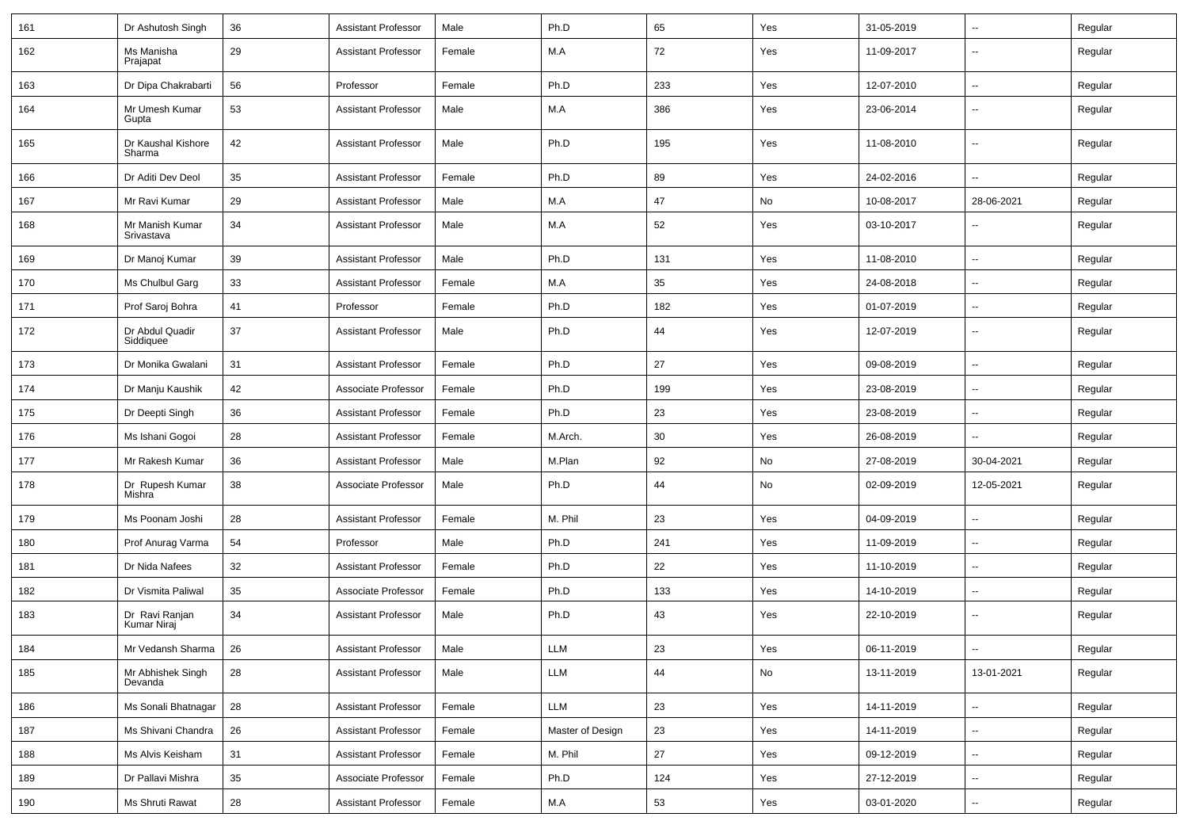| | | | | | | | | | | |
|---|---|---|---|---|---|---|---|---|---|---|
| 161 | Dr Ashutosh Singh | 36 | Assistant Professor | Male | Ph.D | 65 | Yes | 31-05-2019 | -- | Regular |
| 162 | Ms Manisha Prajapat | 29 | Assistant Professor | Female | M.A | 72 | Yes | 11-09-2017 | -- | Regular |
| 163 | Dr Dipa Chakrabarti | 56 | Professor | Female | Ph.D | 233 | Yes | 12-07-2010 | -- | Regular |
| 164 | Mr Umesh Kumar Gupta | 53 | Assistant Professor | Male | M.A | 386 | Yes | 23-06-2014 | -- | Regular |
| 165 | Dr Kaushal Kishore Sharma | 42 | Assistant Professor | Male | Ph.D | 195 | Yes | 11-08-2010 | -- | Regular |
| 166 | Dr Aditi Dev Deol | 35 | Assistant Professor | Female | Ph.D | 89 | Yes | 24-02-2016 | -- | Regular |
| 167 | Mr Ravi Kumar | 29 | Assistant Professor | Male | M.A | 47 | No | 10-08-2017 | 28-06-2021 | Regular |
| 168 | Mr Manish Kumar Srivastava | 34 | Assistant Professor | Male | M.A | 52 | Yes | 03-10-2017 | -- | Regular |
| 169 | Dr Manoj Kumar | 39 | Assistant Professor | Male | Ph.D | 131 | Yes | 11-08-2010 | -- | Regular |
| 170 | Ms Chulbul Garg | 33 | Assistant Professor | Female | M.A | 35 | Yes | 24-08-2018 | -- | Regular |
| 171 | Prof Saroj Bohra | 41 | Professor | Female | Ph.D | 182 | Yes | 01-07-2019 | -- | Regular |
| 172 | Dr Abdul Quadir Siddiquee | 37 | Assistant Professor | Male | Ph.D | 44 | Yes | 12-07-2019 | -- | Regular |
| 173 | Dr Monika Gwalani | 31 | Assistant Professor | Female | Ph.D | 27 | Yes | 09-08-2019 | -- | Regular |
| 174 | Dr Manju Kaushik | 42 | Associate Professor | Female | Ph.D | 199 | Yes | 23-08-2019 | -- | Regular |
| 175 | Dr Deepti Singh | 36 | Assistant Professor | Female | Ph.D | 23 | Yes | 23-08-2019 | -- | Regular |
| 176 | Ms Ishani Gogoi | 28 | Assistant Professor | Female | M.Arch. | 30 | Yes | 26-08-2019 | -- | Regular |
| 177 | Mr Rakesh Kumar | 36 | Assistant Professor | Male | M.Plan | 92 | No | 27-08-2019 | 30-04-2021 | Regular |
| 178 | Dr Rupesh Kumar Mishra | 38 | Associate Professor | Male | Ph.D | 44 | No | 02-09-2019 | 12-05-2021 | Regular |
| 179 | Ms Poonam Joshi | 28 | Assistant Professor | Female | M. Phil | 23 | Yes | 04-09-2019 | -- | Regular |
| 180 | Prof Anurag Varma | 54 | Professor | Male | Ph.D | 241 | Yes | 11-09-2019 | -- | Regular |
| 181 | Dr Nida Nafees | 32 | Assistant Professor | Female | Ph.D | 22 | Yes | 11-10-2019 | -- | Regular |
| 182 | Dr Vismita Paliwal | 35 | Associate Professor | Female | Ph.D | 133 | Yes | 14-10-2019 | -- | Regular |
| 183 | Dr Ravi Ranjan Kumar Niraj | 34 | Assistant Professor | Male | Ph.D | 43 | Yes | 22-10-2019 | -- | Regular |
| 184 | Mr Vedansh Sharma | 26 | Assistant Professor | Male | LLM | 23 | Yes | 06-11-2019 | -- | Regular |
| 185 | Mr Abhishek Singh Devanda | 28 | Assistant Professor | Male | LLM | 44 | No | 13-11-2019 | 13-01-2021 | Regular |
| 186 | Ms Sonali Bhatnagar | 28 | Assistant Professor | Female | LLM | 23 | Yes | 14-11-2019 | -- | Regular |
| 187 | Ms Shivani Chandra | 26 | Assistant Professor | Female | Master of Design | 23 | Yes | 14-11-2019 | -- | Regular |
| 188 | Ms Alvis Keisham | 31 | Assistant Professor | Female | M. Phil | 27 | Yes | 09-12-2019 | -- | Regular |
| 189 | Dr Pallavi Mishra | 35 | Associate Professor | Female | Ph.D | 124 | Yes | 27-12-2019 | -- | Regular |
| 190 | Ms Shruti Rawat | 28 | Assistant Professor | Female | M.A | 53 | Yes | 03-01-2020 | -- | Regular |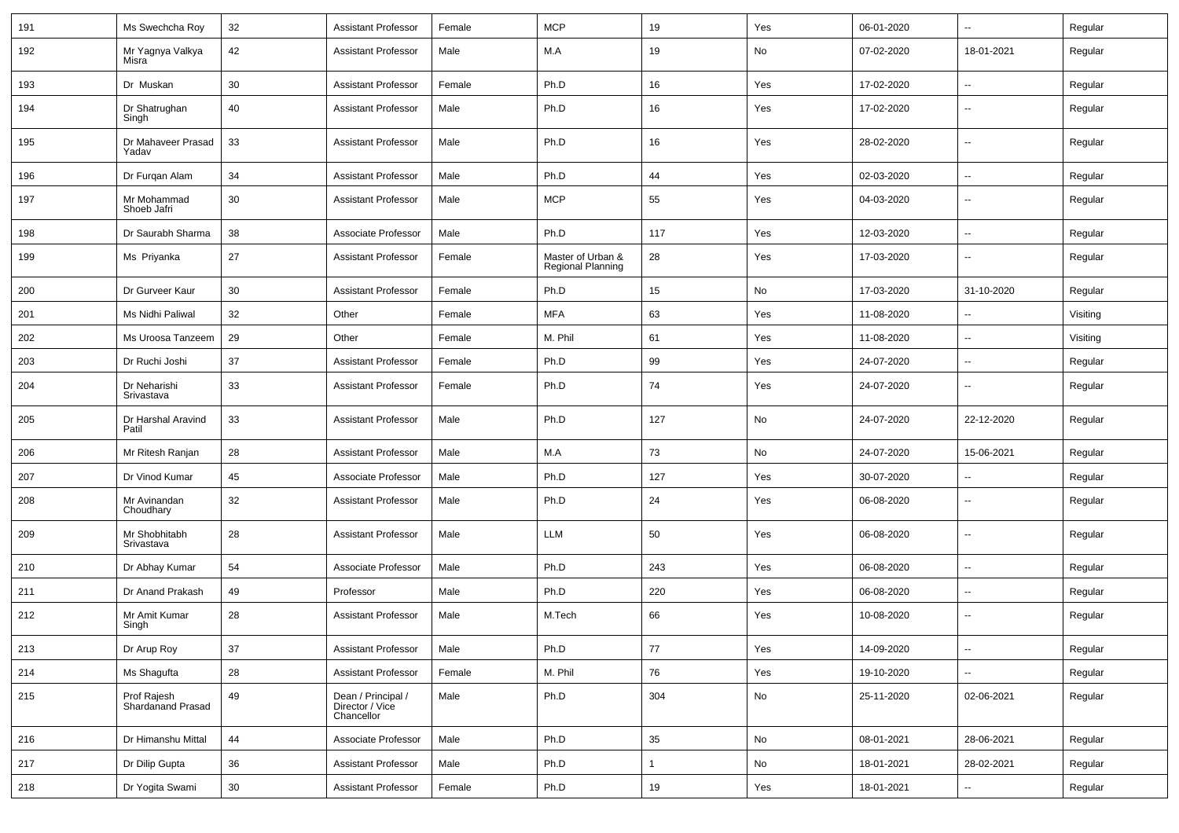| 191 | Ms Swechcha Roy | 32 | Assistant Professor | Female | MCP | 19 | Yes | 06-01-2020 | -- | Regular |
|---|---|---|---|---|---|---|---|---|---|---|
| 192 | Mr Yagnya Valkya Misra | 42 | Assistant Professor | Male | M.A | 19 | No | 07-02-2020 | 18-01-2021 | Regular |
| 193 | Dr Muskan | 30 | Assistant Professor | Female | Ph.D | 16 | Yes | 17-02-2020 | -- | Regular |
| 194 | Dr Shatrughan Singh | 40 | Assistant Professor | Male | Ph.D | 16 | Yes | 17-02-2020 | -- | Regular |
| 195 | Dr Mahaveer Prasad Yadav | 33 | Assistant Professor | Male | Ph.D | 16 | Yes | 28-02-2020 | -- | Regular |
| 196 | Dr Furqan Alam | 34 | Assistant Professor | Male | Ph.D | 44 | Yes | 02-03-2020 | -- | Regular |
| 197 | Mr Mohammad Shoeb Jafri | 30 | Assistant Professor | Male | MCP | 55 | Yes | 04-03-2020 | -- | Regular |
| 198 | Dr Saurabh Sharma | 38 | Associate Professor | Male | Ph.D | 117 | Yes | 12-03-2020 | -- | Regular |
| 199 | Ms Priyanka | 27 | Assistant Professor | Female | Master of Urban & Regional Planning | 28 | Yes | 17-03-2020 | -- | Regular |
| 200 | Dr Gurveer Kaur | 30 | Assistant Professor | Female | Ph.D | 15 | No | 17-03-2020 | 31-10-2020 | Regular |
| 201 | Ms Nidhi Paliwal | 32 | Other | Female | MFA | 63 | Yes | 11-08-2020 | -- | Visiting |
| 202 | Ms Uroosa Tanzeem | 29 | Other | Female | M. Phil | 61 | Yes | 11-08-2020 | -- | Visiting |
| 203 | Dr Ruchi Joshi | 37 | Assistant Professor | Female | Ph.D | 99 | Yes | 24-07-2020 | -- | Regular |
| 204 | Dr Neharishi Srivastava | 33 | Assistant Professor | Female | Ph.D | 74 | Yes | 24-07-2020 | -- | Regular |
| 205 | Dr Harshal Aravind Patil | 33 | Assistant Professor | Male | Ph.D | 127 | No | 24-07-2020 | 22-12-2020 | Regular |
| 206 | Mr Ritesh Ranjan | 28 | Assistant Professor | Male | M.A | 73 | No | 24-07-2020 | 15-06-2021 | Regular |
| 207 | Dr Vinod Kumar | 45 | Associate Professor | Male | Ph.D | 127 | Yes | 30-07-2020 | -- | Regular |
| 208 | Mr Avinandan Choudhary | 32 | Assistant Professor | Male | Ph.D | 24 | Yes | 06-08-2020 | -- | Regular |
| 209 | Mr Shobhitabh Srivastava | 28 | Assistant Professor | Male | LLM | 50 | Yes | 06-08-2020 | -- | Regular |
| 210 | Dr Abhay Kumar | 54 | Associate Professor | Male | Ph.D | 243 | Yes | 06-08-2020 | -- | Regular |
| 211 | Dr Anand Prakash | 49 | Professor | Male | Ph.D | 220 | Yes | 06-08-2020 | -- | Regular |
| 212 | Mr Amit Kumar Singh | 28 | Assistant Professor | Male | M.Tech | 66 | Yes | 10-08-2020 | -- | Regular |
| 213 | Dr Arup Roy | 37 | Assistant Professor | Male | Ph.D | 77 | Yes | 14-09-2020 | -- | Regular |
| 214 | Ms Shagufta | 28 | Assistant Professor | Female | M. Phil | 76 | Yes | 19-10-2020 | -- | Regular |
| 215 | Prof Rajesh Shardanand Prasad | 49 | Dean / Principal / Director / Vice Chancellor | Male | Ph.D | 304 | No | 25-11-2020 | 02-06-2021 | Regular |
| 216 | Dr Himanshu Mittal | 44 | Associate Professor | Male | Ph.D | 35 | No | 08-01-2021 | 28-06-2021 | Regular |
| 217 | Dr Dilip Gupta | 36 | Assistant Professor | Male | Ph.D | 1 | No | 18-01-2021 | 28-02-2021 | Regular |
| 218 | Dr Yogita Swami | 30 | Assistant Professor | Female | Ph.D | 19 | Yes | 18-01-2021 | -- | Regular |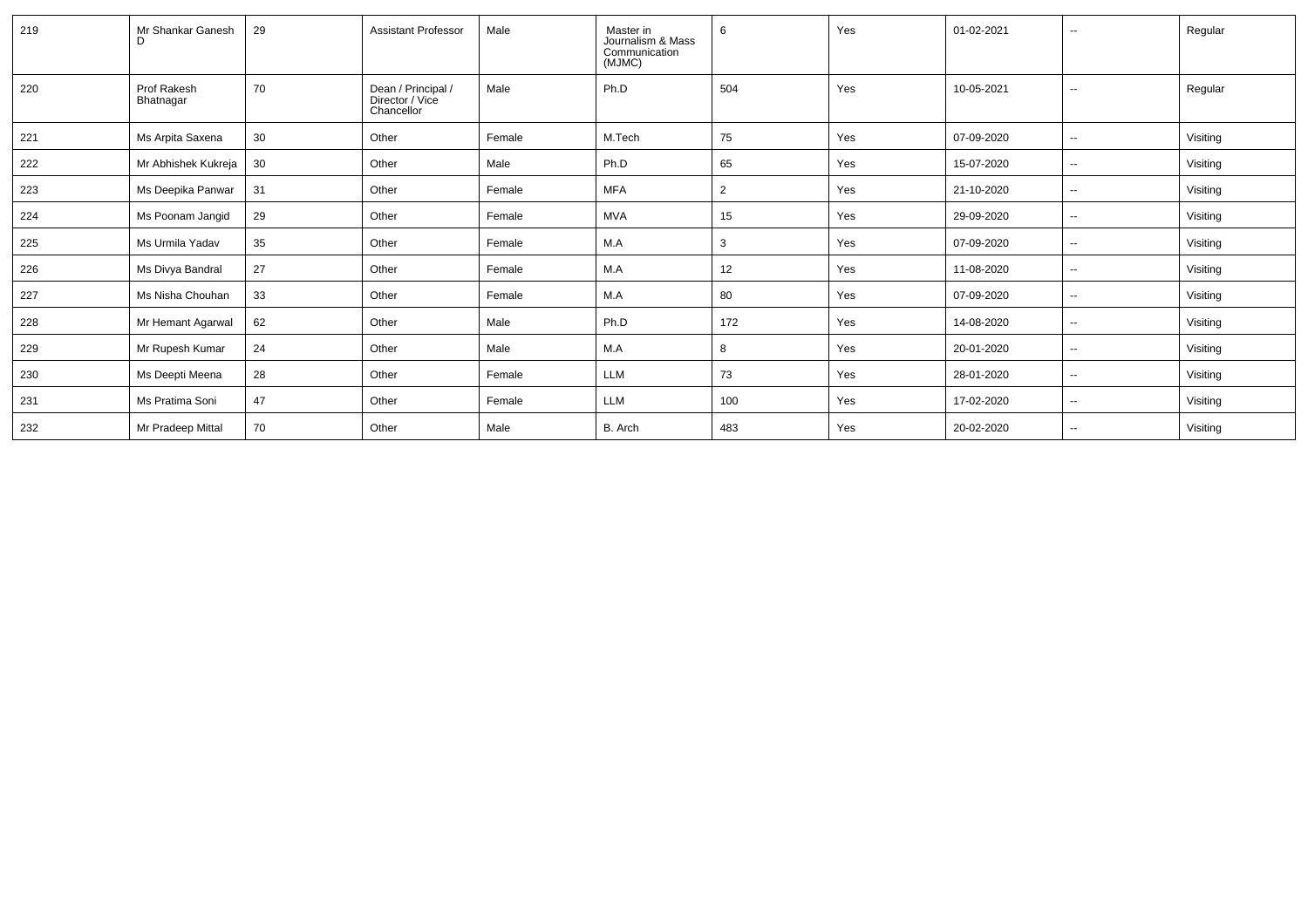| | | | | | | | | | | |
|---|---|---|---|---|---|---|---|---|---|---|
| 219 | Mr Shankar Ganesh D | 29 | Assistant Professor | Male | Master in Journalism & Mass Communication (MJMC) | 6 | Yes | 01-02-2021 | -- | Regular |
| 220 | Prof Rakesh Bhatnagar | 70 | Dean / Principal / Director / Vice Chancellor | Male | Ph.D | 504 | Yes | 10-05-2021 | -- | Regular |
| 221 | Ms Arpita Saxena | 30 | Other | Female | M.Tech | 75 | Yes | 07-09-2020 | -- | Visiting |
| 222 | Mr Abhishek Kukreja | 30 | Other | Male | Ph.D | 65 | Yes | 15-07-2020 | -- | Visiting |
| 223 | Ms Deepika Panwar | 31 | Other | Female | MFA | 2 | Yes | 21-10-2020 | -- | Visiting |
| 224 | Ms Poonam Jangid | 29 | Other | Female | MVA | 15 | Yes | 29-09-2020 | -- | Visiting |
| 225 | Ms Urmila Yadav | 35 | Other | Female | M.A | 3 | Yes | 07-09-2020 | -- | Visiting |
| 226 | Ms Divya Bandral | 27 | Other | Female | M.A | 12 | Yes | 11-08-2020 | -- | Visiting |
| 227 | Ms Nisha Chouhan | 33 | Other | Female | M.A | 80 | Yes | 07-09-2020 | -- | Visiting |
| 228 | Mr Hemant Agarwal | 62 | Other | Male | Ph.D | 172 | Yes | 14-08-2020 | -- | Visiting |
| 229 | Mr Rupesh Kumar | 24 | Other | Male | M.A | 8 | Yes | 20-01-2020 | -- | Visiting |
| 230 | Ms Deepti Meena | 28 | Other | Female | LLM | 73 | Yes | 28-01-2020 | -- | Visiting |
| 231 | Ms Pratima Soni | 47 | Other | Female | LLM | 100 | Yes | 17-02-2020 | -- | Visiting |
| 232 | Mr Pradeep Mittal | 70 | Other | Male | B. Arch | 483 | Yes | 20-02-2020 | -- | Visiting |